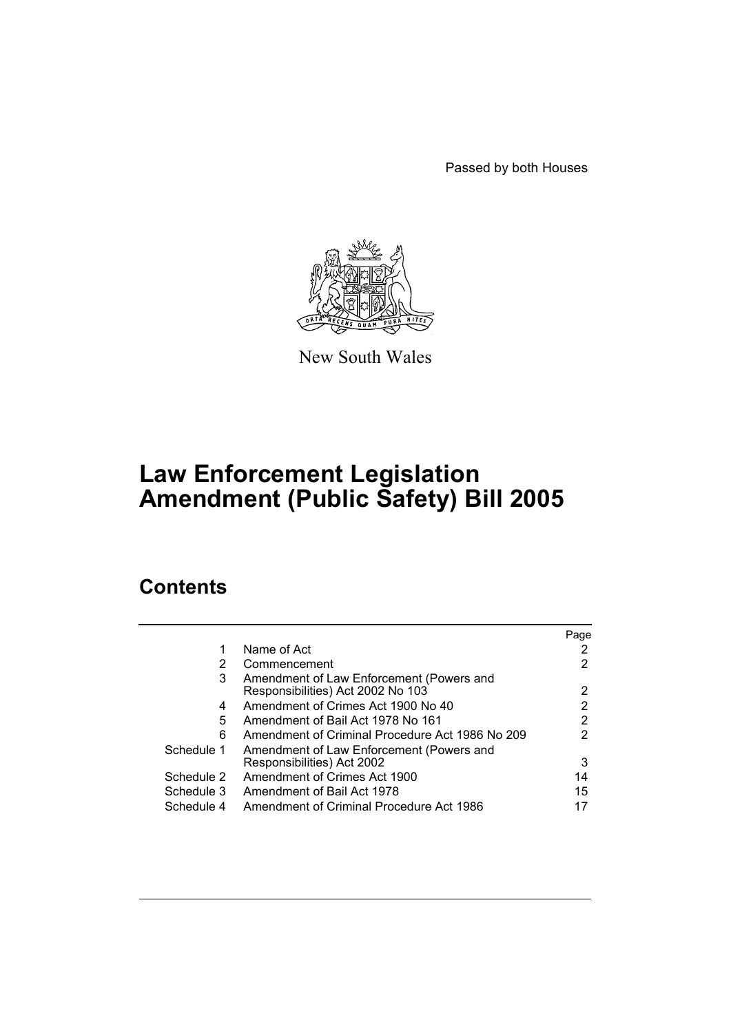Passed by both Houses

New South Wales

# Law Enforcement Legislation Amendment (Public Safety) Bill 2005

## Contents

| | | Page |
|---|---|---|
| 1 | Name of Act | 2 |
| 2 | Commencement | 2 |
| 3 | Amendment of Law Enforcement (Powers and Responsibilities) Act 2002 No 103 | 2 |
| 4 | Amendment of Crimes Act 1900 No 40 | 2 |
| 5 | Amendment of Bail Act 1978 No 161 | 2 |
| 6 | Amendment of Criminal Procedure Act 1986 No 209 | 2 |
| Schedule 1 | Amendment of Law Enforcement (Powers and Responsibilities) Act 2002 | 3 |
| Schedule 2 | Amendment of Crimes Act 1900 | 14 |
| Schedule 3 | Amendment of Bail Act 1978 | 15 |
| Schedule 4 | Amendment of Criminal Procedure Act 1986 | 17 |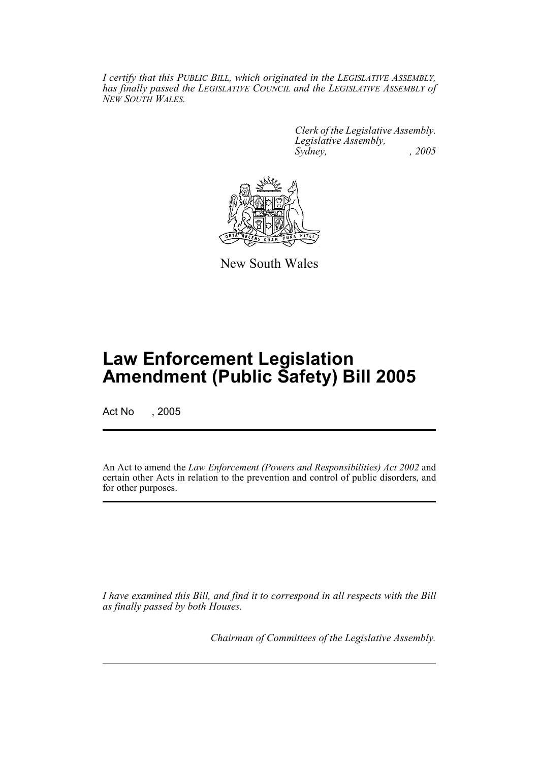*I certify that this PUBLIC BILL, which originated in the LEGISLATIVE ASSEMBLY, has finally passed the LEGISLATIVE COUNCIL and the LEGISLATIVE ASSEMBLY of NEW SOUTH WALES.*

*Clerk of the Legislative Assembly.*
*Legislative Assembly,*
*Sydney, , 2005*

New South Wales

# Law Enforcement Legislation Amendment (Public Safety) Bill 2005

Act No , 2005

An Act to amend the *Law Enforcement (Powers and Responsibilities) Act 2002* and certain other Acts in relation to the prevention and control of public disorders, and for other purposes.

*I have examined this Bill, and find it to correspond in all respects with the Bill as finally passed by both Houses.*

*Chairman of Committees of the Legislative Assembly.*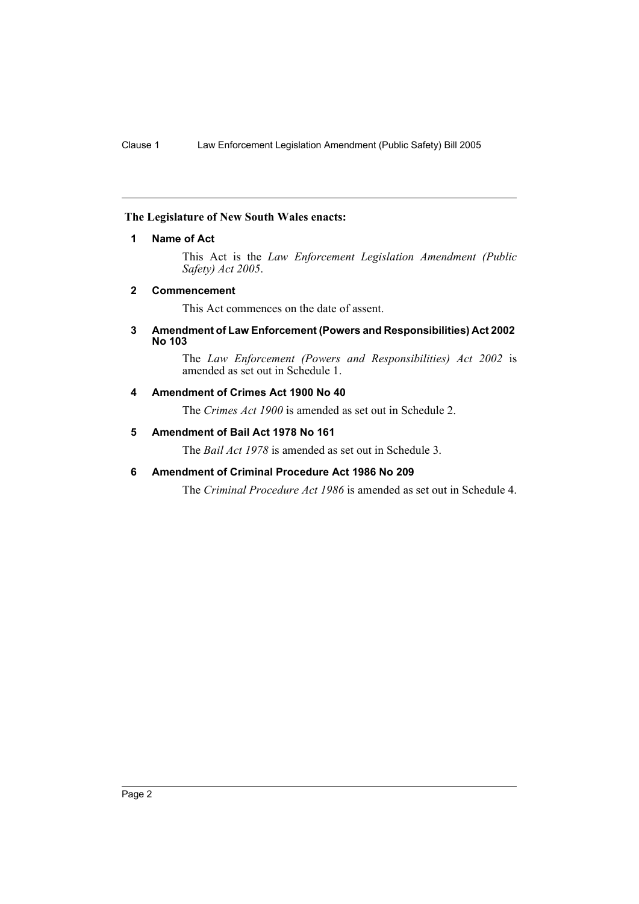**The Legislature of New South Wales enacts:**

### 1 Name of Act

This Act is the *Law Enforcement Legislation Amendment (Public Safety) Act 2005*.

### 2 Commencement

This Act commences on the date of assent.

### 3 Amendment of Law Enforcement (Powers and Responsibilities) Act 2002 No 103

The *Law Enforcement (Powers and Responsibilities) Act 2002* is amended as set out in Schedule 1.

### 4 Amendment of Crimes Act 1900 No 40

The *Crimes Act 1900* is amended as set out in Schedule 2.

### 5 Amendment of Bail Act 1978 No 161

The *Bail Act 1978* is amended as set out in Schedule 3.

### 6 Amendment of Criminal Procedure Act 1986 No 209

The *Criminal Procedure Act 1986* is amended as set out in Schedule 4.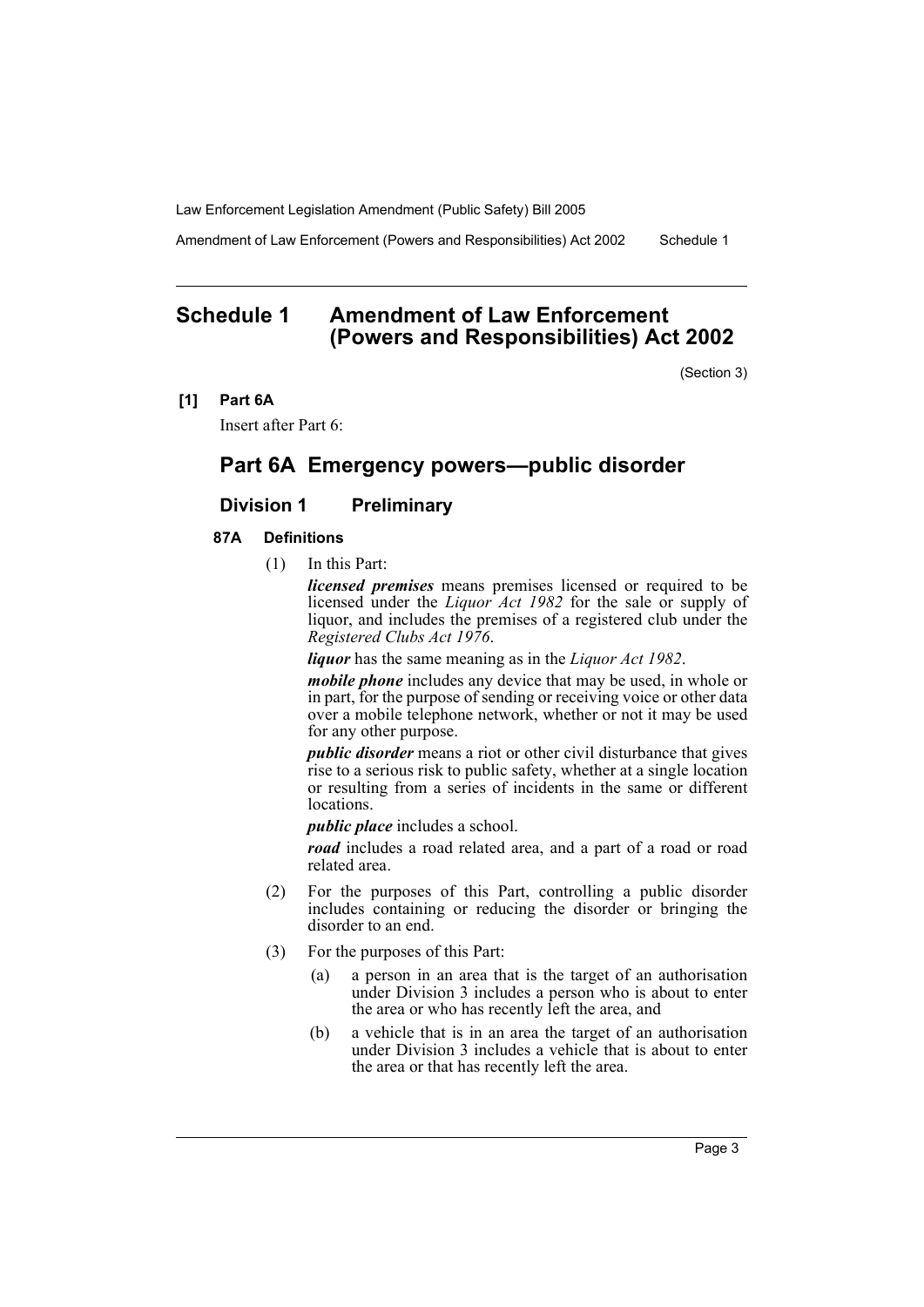# Schedule 1 Amendment of Law Enforcement (Powers and Responsibilities) Act 2002

(Section 3)

**[1] Part 6A**

Insert after Part 6:

## Part 6A Emergency powers—public disorder

### Division 1 Preliminary

#### 87A Definitions

(1) In this Part:

***licensed premises*** means premises licensed or required to be licensed under the *Liquor Act 1982* for the sale or supply of liquor, and includes the premises of a registered club under the *Registered Clubs Act 1976*.

***liquor*** has the same meaning as in the *Liquor Act 1982*.

***mobile phone*** includes any device that may be used, in whole or in part, for the purpose of sending or receiving voice or other data over a mobile telephone network, whether or not it may be used for any other purpose.

***public disorder*** means a riot or other civil disturbance that gives rise to a serious risk to public safety, whether at a single location or resulting from a series of incidents in the same or different locations.

***public place*** includes a school.

***road*** includes a road related area, and a part of a road or road related area.

(2) For the purposes of this Part, controlling a public disorder includes containing or reducing the disorder or bringing the disorder to an end.

(3) For the purposes of this Part:

(a) a person in an area that is the target of an authorisation under Division 3 includes a person who is about to enter the area or who has recently left the area, and

(b) a vehicle that is in an area the target of an authorisation under Division 3 includes a vehicle that is about to enter the area or that has recently left the area.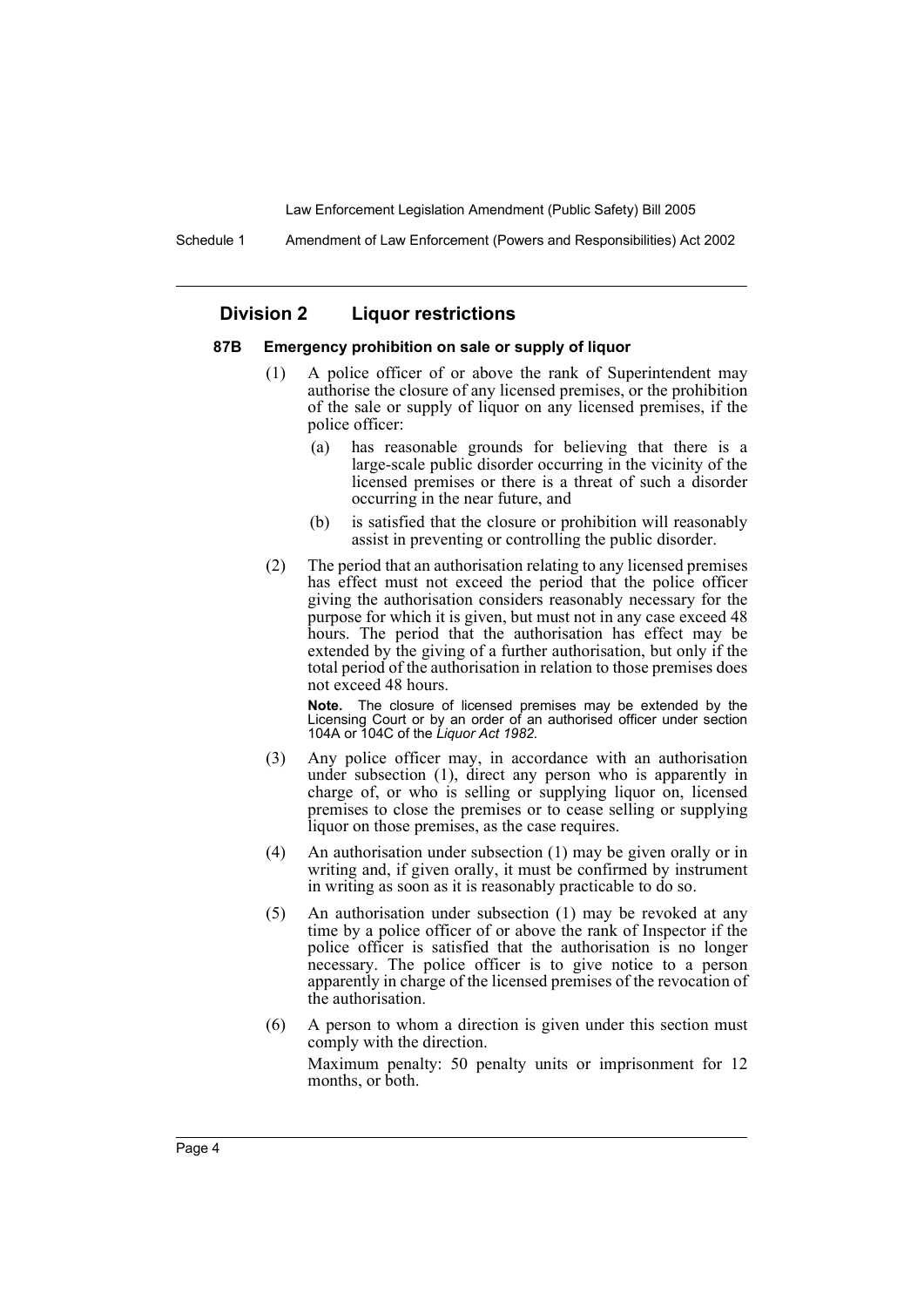## Division 2 Liquor restrictions

### 87B Emergency prohibition on sale or supply of liquor

(1) A police officer of or above the rank of Superintendent may authorise the closure of any licensed premises, or the prohibition of the sale or supply of liquor on any licensed premises, if the police officer:

(a) has reasonable grounds for believing that there is a large-scale public disorder occurring in the vicinity of the licensed premises or there is a threat of such a disorder occurring in the near future, and

(b) is satisfied that the closure or prohibition will reasonably assist in preventing or controlling the public disorder.

(2) The period that an authorisation relating to any licensed premises has effect must not exceed the period that the police officer giving the authorisation considers reasonably necessary for the purpose for which it is given, but must not in any case exceed 48 hours. The period that the authorisation has effect may be extended by the giving of a further authorisation, but only if the total period of the authorisation in relation to those premises does not exceed 48 hours.

**Note.** The closure of licensed premises may be extended by the Licensing Court or by an order of an authorised officer under section 104A or 104C of the *Liquor Act 1982*.

(3) Any police officer may, in accordance with an authorisation under subsection (1), direct any person who is apparently in charge of, or who is selling or supplying liquor on, licensed premises to close the premises or to cease selling or supplying liquor on those premises, as the case requires.

(4) An authorisation under subsection (1) may be given orally or in writing and, if given orally, it must be confirmed by instrument in writing as soon as it is reasonably practicable to do so.

(5) An authorisation under subsection (1) may be revoked at any time by a police officer of or above the rank of Inspector if the police officer is satisfied that the authorisation is no longer necessary. The police officer is to give notice to a person apparently in charge of the licensed premises of the revocation of the authorisation.

(6) A person to whom a direction is given under this section must comply with the direction.

Maximum penalty: 50 penalty units or imprisonment for 12 months, or both.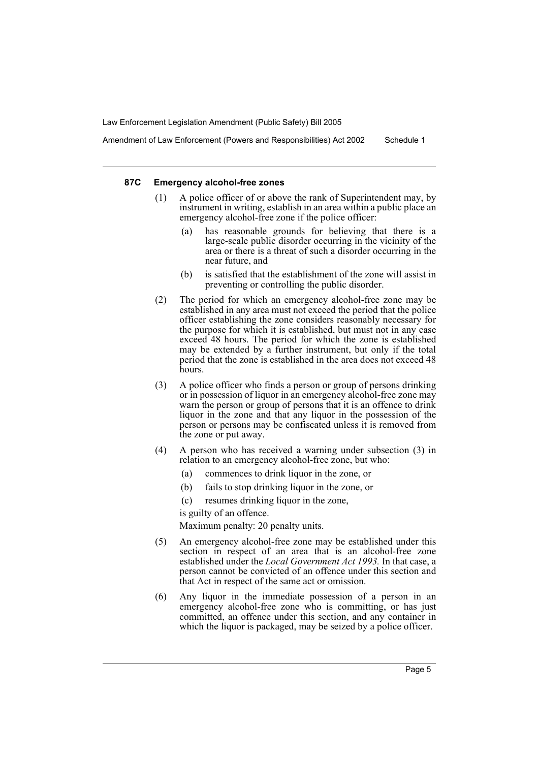#### 87C Emergency alcohol-free zones

(1) A police officer of or above the rank of Superintendent may, by instrument in writing, establish in an area within a public place an emergency alcohol-free zone if the police officer:

(a) has reasonable grounds for believing that there is a large-scale public disorder occurring in the vicinity of the area or there is a threat of such a disorder occurring in the near future, and

(b) is satisfied that the establishment of the zone will assist in preventing or controlling the public disorder.

(2) The period for which an emergency alcohol-free zone may be established in any area must not exceed the period that the police officer establishing the zone considers reasonably necessary for the purpose for which it is established, but must not in any case exceed 48 hours. The period for which the zone is established may be extended by a further instrument, but only if the total period that the zone is established in the area does not exceed 48 hours.

(3) A police officer who finds a person or group of persons drinking or in possession of liquor in an emergency alcohol-free zone may warn the person or group of persons that it is an offence to drink liquor in the zone and that any liquor in the possession of the person or persons may be confiscated unless it is removed from the zone or put away.

(4) A person who has received a warning under subsection (3) in relation to an emergency alcohol-free zone, but who:

(a) commences to drink liquor in the zone, or

(b) fails to stop drinking liquor in the zone, or

(c) resumes drinking liquor in the zone,

is guilty of an offence.

Maximum penalty: 20 penalty units.

(5) An emergency alcohol-free zone may be established under this section in respect of an area that is an alcohol-free zone established under the *Local Government Act 1993*. In that case, a person cannot be convicted of an offence under this section and that Act in respect of the same act or omission.

(6) Any liquor in the immediate possession of a person in an emergency alcohol-free zone who is committing, or has just committed, an offence under this section, and any container in which the liquor is packaged, may be seized by a police officer.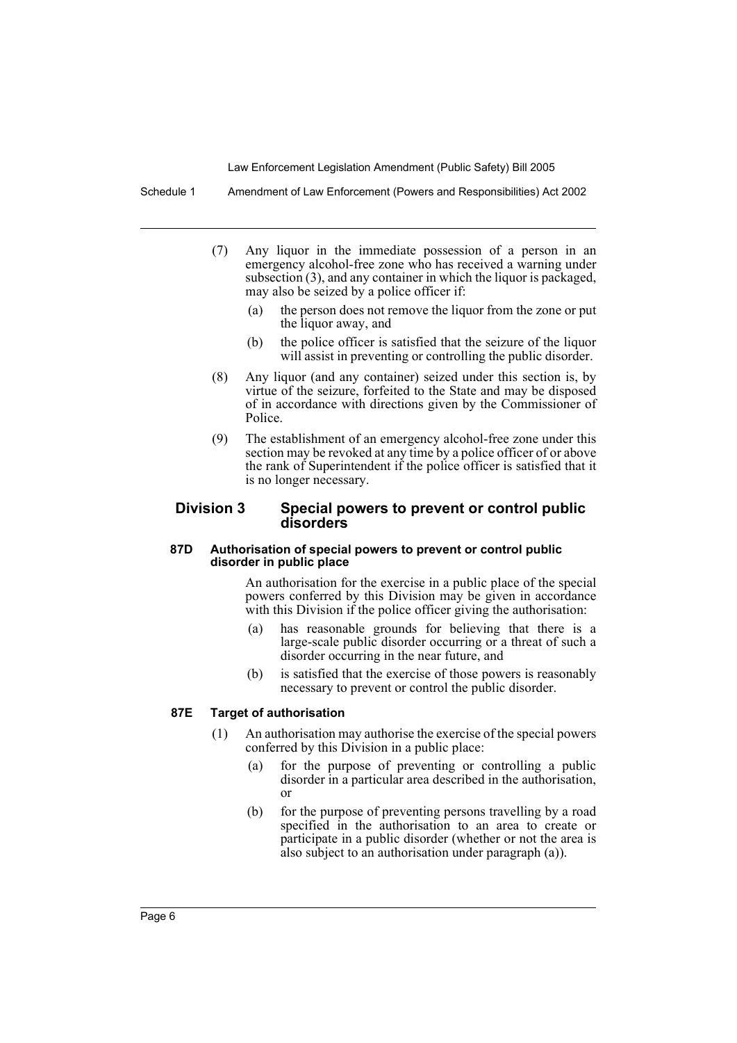(7) Any liquor in the immediate possession of a person in an emergency alcohol-free zone who has received a warning under subsection (3), and any container in which the liquor is packaged, may also be seized by a police officer if:

   (a) the person does not remove the liquor from the zone or put the liquor away, and

   (b) the police officer is satisfied that the seizure of the liquor will assist in preventing or controlling the public disorder.

(8) Any liquor (and any container) seized under this section is, by virtue of the seizure, forfeited to the State and may be disposed of in accordance with directions given by the Commissioner of Police.

(9) The establishment of an emergency alcohol-free zone under this section may be revoked at any time by a police officer of or above the rank of Superintendent if the police officer is satisfied that it is no longer necessary.

## Division 3 Special powers to prevent or control public disorders

#### 87D Authorisation of special powers to prevent or control public disorder in public place

An authorisation for the exercise in a public place of the special powers conferred by this Division may be given in accordance with this Division if the police officer giving the authorisation:

(a) has reasonable grounds for believing that there is a large-scale public disorder occurring or a threat of such a disorder occurring in the near future, and

(b) is satisfied that the exercise of those powers is reasonably necessary to prevent or control the public disorder.

#### 87E Target of authorisation

(1) An authorisation may authorise the exercise of the special powers conferred by this Division in a public place:

   (a) for the purpose of preventing or controlling a public disorder in a particular area described in the authorisation, or

   (b) for the purpose of preventing persons travelling by a road specified in the authorisation to an area to create or participate in a public disorder (whether or not the area is also subject to an authorisation under paragraph (a)).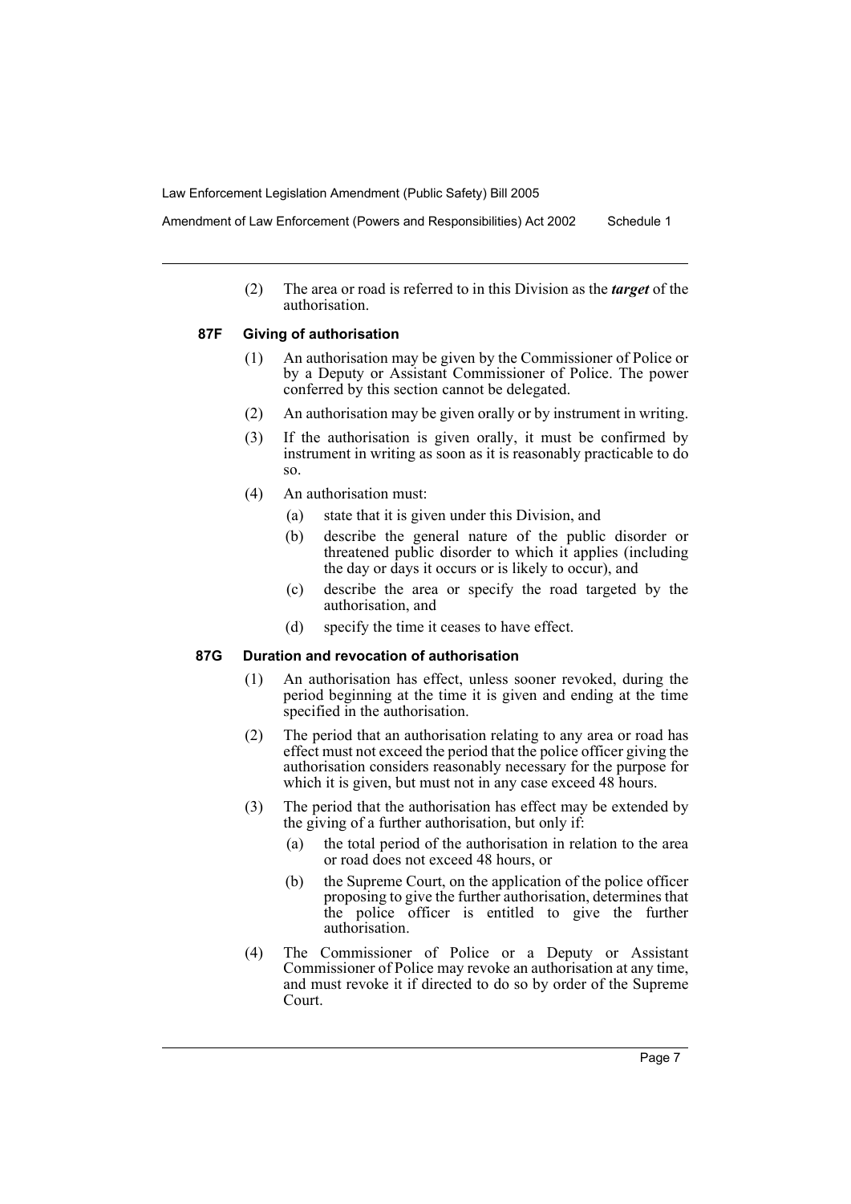(2) The area or road is referred to in this Division as the ***target*** of the authorisation.

### 87F Giving of authorisation

(1) An authorisation may be given by the Commissioner of Police or by a Deputy or Assistant Commissioner of Police. The power conferred by this section cannot be delegated.

(2) An authorisation may be given orally or by instrument in writing.

(3) If the authorisation is given orally, it must be confirmed by instrument in writing as soon as it is reasonably practicable to do so.

(4) An authorisation must:

- (a) state that it is given under this Division, and
- (b) describe the general nature of the public disorder or threatened public disorder to which it applies (including the day or days it occurs or is likely to occur), and
- (c) describe the area or specify the road targeted by the authorisation, and
- (d) specify the time it ceases to have effect.

### 87G Duration and revocation of authorisation

(1) An authorisation has effect, unless sooner revoked, during the period beginning at the time it is given and ending at the time specified in the authorisation.

(2) The period that an authorisation relating to any area or road has effect must not exceed the period that the police officer giving the authorisation considers reasonably necessary for the purpose for which it is given, but must not in any case exceed 48 hours.

(3) The period that the authorisation has effect may be extended by the giving of a further authorisation, but only if:

- (a) the total period of the authorisation in relation to the area or road does not exceed 48 hours, or
- (b) the Supreme Court, on the application of the police officer proposing to give the further authorisation, determines that the police officer is entitled to give the further authorisation.

(4) The Commissioner of Police or a Deputy or Assistant Commissioner of Police may revoke an authorisation at any time, and must revoke it if directed to do so by order of the Supreme Court.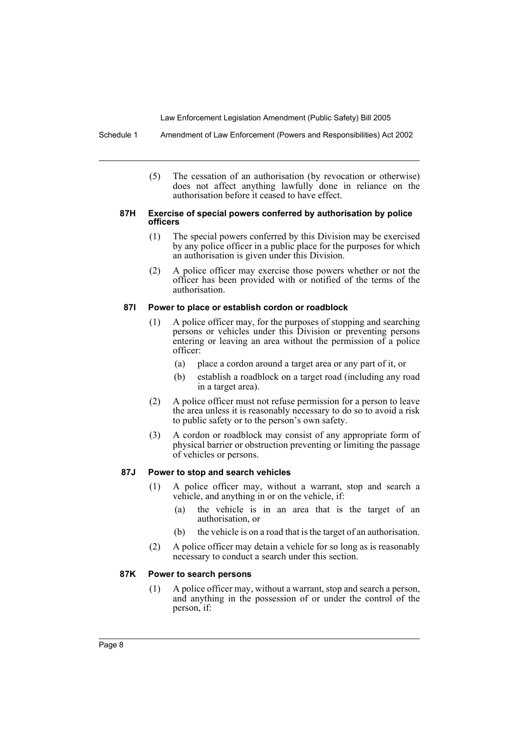(5) The cessation of an authorisation (by revocation or otherwise) does not affect anything lawfully done in reliance on the authorisation before it ceased to have effect.

#### 87H Exercise of special powers conferred by authorisation by police officers

(1) The special powers conferred by this Division may be exercised by any police officer in a public place for the purposes for which an authorisation is given under this Division.

(2) A police officer may exercise those powers whether or not the officer has been provided with or notified of the terms of the authorisation.

#### 87I Power to place or establish cordon or roadblock

(1) A police officer may, for the purposes of stopping and searching persons or vehicles under this Division or preventing persons entering or leaving an area without the permission of a police officer:

- (a) place a cordon around a target area or any part of it, or
- (b) establish a roadblock on a target road (including any road in a target area).

(2) A police officer must not refuse permission for a person to leave the area unless it is reasonably necessary to do so to avoid a risk to public safety or to the person's own safety.

(3) A cordon or roadblock may consist of any appropriate form of physical barrier or obstruction preventing or limiting the passage of vehicles or persons.

#### 87J Power to stop and search vehicles

(1) A police officer may, without a warrant, stop and search a vehicle, and anything in or on the vehicle, if:

- (a) the vehicle is in an area that is the target of an authorisation, or
- (b) the vehicle is on a road that is the target of an authorisation.

(2) A police officer may detain a vehicle for so long as is reasonably necessary to conduct a search under this section.

#### 87K Power to search persons

(1) A police officer may, without a warrant, stop and search a person, and anything in the possession of or under the control of the person, if: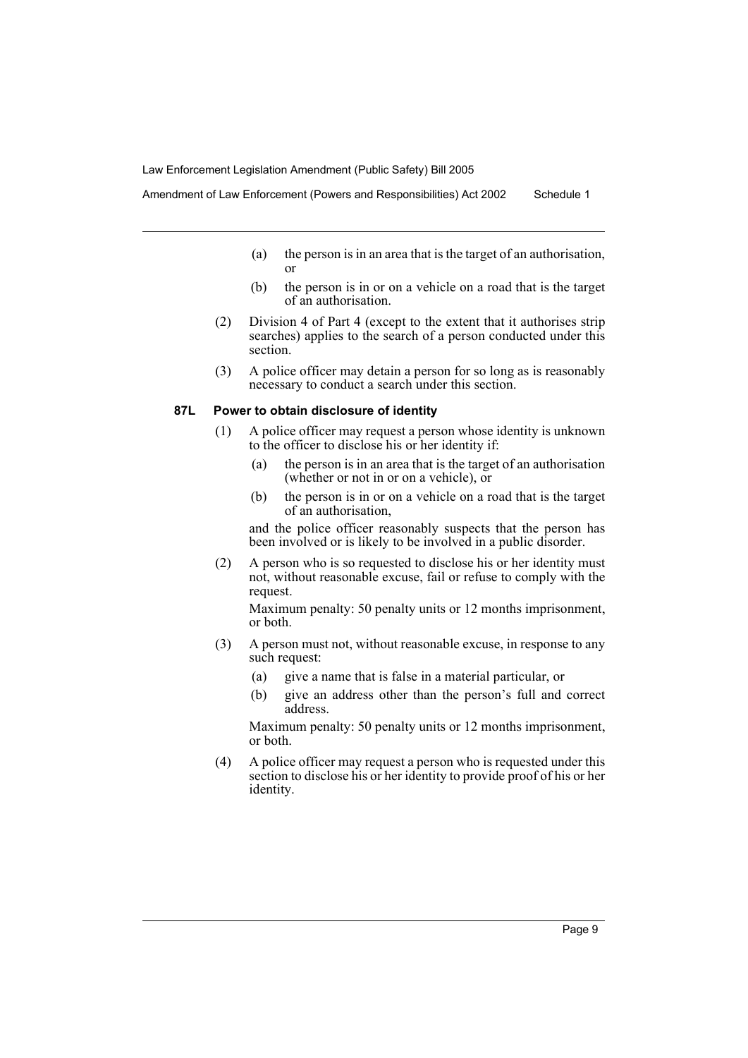(a) the person is in an area that is the target of an authorisation, or

(b) the person is in or on a vehicle on a road that is the target of an authorisation.

(2) Division 4 of Part 4 (except to the extent that it authorises strip searches) applies to the search of a person conducted under this section.

(3) A police officer may detain a person for so long as is reasonably necessary to conduct a search under this section.

#### 87L Power to obtain disclosure of identity

(1) A police officer may request a person whose identity is unknown to the officer to disclose his or her identity if:

(a) the person is in an area that is the target of an authorisation (whether or not in or on a vehicle), or

(b) the person is in or on a vehicle on a road that is the target of an authorisation,

and the police officer reasonably suspects that the person has been involved or is likely to be involved in a public disorder.

(2) A person who is so requested to disclose his or her identity must not, without reasonable excuse, fail or refuse to comply with the request.

Maximum penalty: 50 penalty units or 12 months imprisonment, or both.

(3) A person must not, without reasonable excuse, in response to any such request:

(a) give a name that is false in a material particular, or

(b) give an address other than the person's full and correct address.

Maximum penalty: 50 penalty units or 12 months imprisonment, or both.

(4) A police officer may request a person who is requested under this section to disclose his or her identity to provide proof of his or her identity.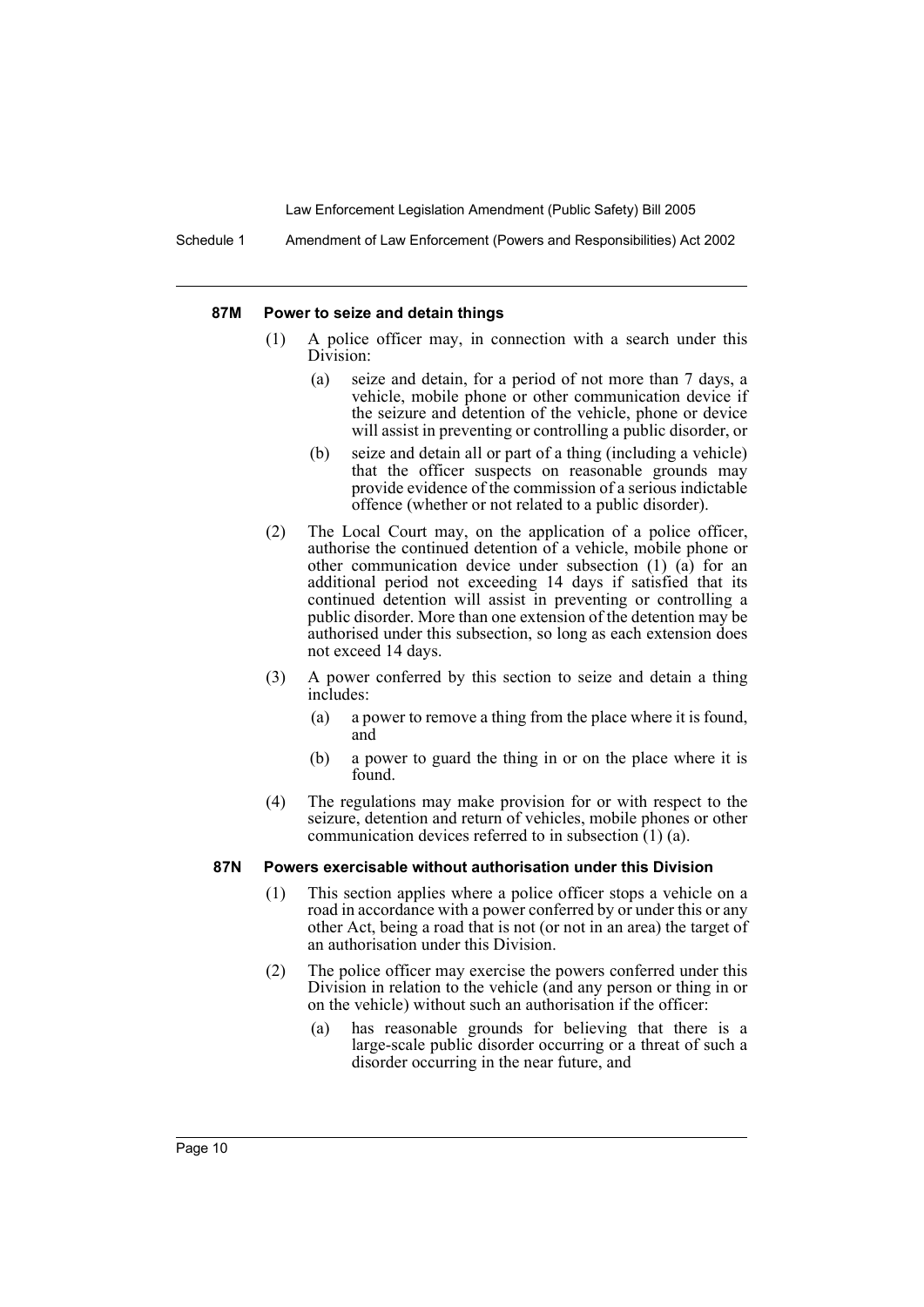#### 87M Power to seize and detain things

(1) A police officer may, in connection with a search under this Division:

- (a) seize and detain, for a period of not more than 7 days, a vehicle, mobile phone or other communication device if the seizure and detention of the vehicle, phone or device will assist in preventing or controlling a public disorder, or
- (b) seize and detain all or part of a thing (including a vehicle) that the officer suspects on reasonable grounds may provide evidence of the commission of a serious indictable offence (whether or not related to a public disorder).

(2) The Local Court may, on the application of a police officer, authorise the continued detention of a vehicle, mobile phone or other communication device under subsection (1) (a) for an additional period not exceeding 14 days if satisfied that its continued detention will assist in preventing or controlling a public disorder. More than one extension of the detention may be authorised under this subsection, so long as each extension does not exceed 14 days.

(3) A power conferred by this section to seize and detain a thing includes:

- (a) a power to remove a thing from the place where it is found, and
- (b) a power to guard the thing in or on the place where it is found.

(4) The regulations may make provision for or with respect to the seizure, detention and return of vehicles, mobile phones or other communication devices referred to in subsection (1) (a).

#### 87N Powers exercisable without authorisation under this Division

(1) This section applies where a police officer stops a vehicle on a road in accordance with a power conferred by or under this or any other Act, being a road that is not (or not in an area) the target of an authorisation under this Division.

(2) The police officer may exercise the powers conferred under this Division in relation to the vehicle (and any person or thing in or on the vehicle) without such an authorisation if the officer:

- (a) has reasonable grounds for believing that there is a large-scale public disorder occurring or a threat of such a disorder occurring in the near future, and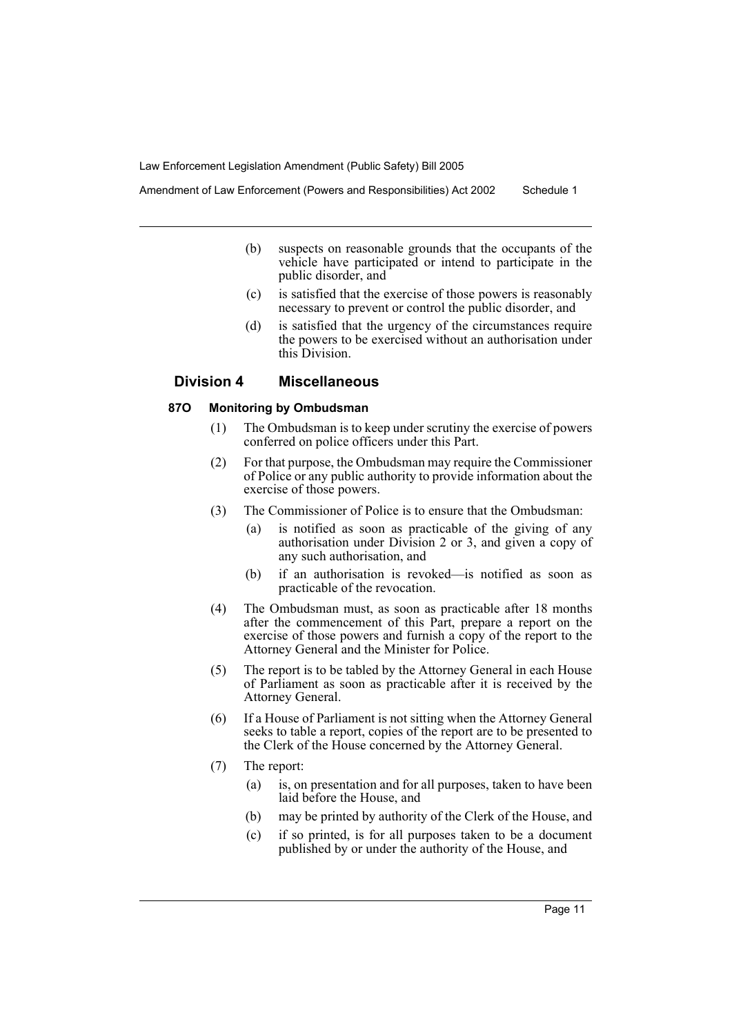(b) suspects on reasonable grounds that the occupants of the vehicle have participated or intend to participate in the public disorder, and

(c) is satisfied that the exercise of those powers is reasonably necessary to prevent or control the public disorder, and

(d) is satisfied that the urgency of the circumstances require the powers to be exercised without an authorisation under this Division.

## Division 4 Miscellaneous

### 87O Monitoring by Ombudsman

(1) The Ombudsman is to keep under scrutiny the exercise of powers conferred on police officers under this Part.

(2) For that purpose, the Ombudsman may require the Commissioner of Police or any public authority to provide information about the exercise of those powers.

(3) The Commissioner of Police is to ensure that the Ombudsman:

(a) is notified as soon as practicable of the giving of any authorisation under Division 2 or 3, and given a copy of any such authorisation, and

(b) if an authorisation is revoked—is notified as soon as practicable of the revocation.

(4) The Ombudsman must, as soon as practicable after 18 months after the commencement of this Part, prepare a report on the exercise of those powers and furnish a copy of the report to the Attorney General and the Minister for Police.

(5) The report is to be tabled by the Attorney General in each House of Parliament as soon as practicable after it is received by the Attorney General.

(6) If a House of Parliament is not sitting when the Attorney General seeks to table a report, copies of the report are to be presented to the Clerk of the House concerned by the Attorney General.

(7) The report:

(a) is, on presentation and for all purposes, taken to have been laid before the House, and

(b) may be printed by authority of the Clerk of the House, and

(c) if so printed, is for all purposes taken to be a document published by or under the authority of the House, and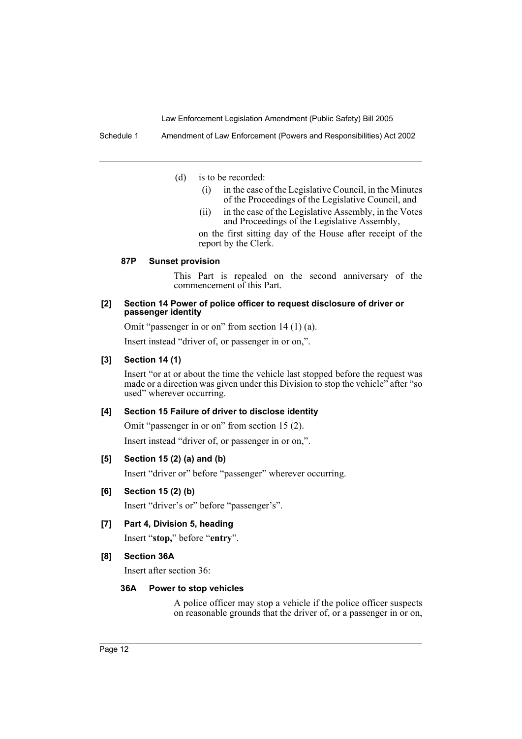(d) is to be recorded:

(i) in the case of the Legislative Council, in the Minutes of the Proceedings of the Legislative Council, and

(ii) in the case of the Legislative Assembly, in the Votes and Proceedings of the Legislative Assembly,

on the first sitting day of the House after receipt of the report by the Clerk.

#### 87P Sunset provision

This Part is repealed on the second anniversary of the commencement of this Part.

### [2] Section 14 Power of police officer to request disclosure of driver or passenger identity

Omit "passenger in or on" from section 14 (1) (a).

Insert instead "driver of, or passenger in or on,".

### [3] Section 14 (1)

Insert "or at or about the time the vehicle last stopped before the request was made or a direction was given under this Division to stop the vehicle" after "so used" wherever occurring.

### [4] Section 15 Failure of driver to disclose identity

Omit "passenger in or on" from section 15 (2).

Insert instead "driver of, or passenger in or on,".

### [5] Section 15 (2) (a) and (b)

Insert "driver or" before "passenger" wherever occurring.

### [6] Section 15 (2) (b)

Insert "driver's or" before "passenger's".

### [7] Part 4, Division 5, heading

Insert "**stop,**" before "**entry**".

### [8] Section 36A

Insert after section 36:

#### 36A Power to stop vehicles

A police officer may stop a vehicle if the police officer suspects on reasonable grounds that the driver of, or a passenger in or on,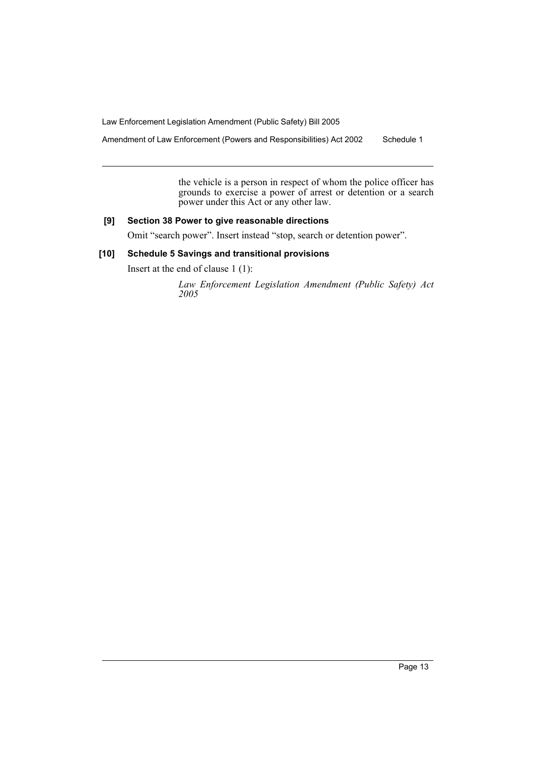the vehicle is a person in respect of whom the police officer has grounds to exercise a power of arrest or detention or a search power under this Act or any other law.

**[9] Section 38 Power to give reasonable directions**

Omit "search power". Insert instead "stop, search or detention power".

**[10] Schedule 5 Savings and transitional provisions**

Insert at the end of clause 1 (1):

*Law Enforcement Legislation Amendment (Public Safety) Act 2005*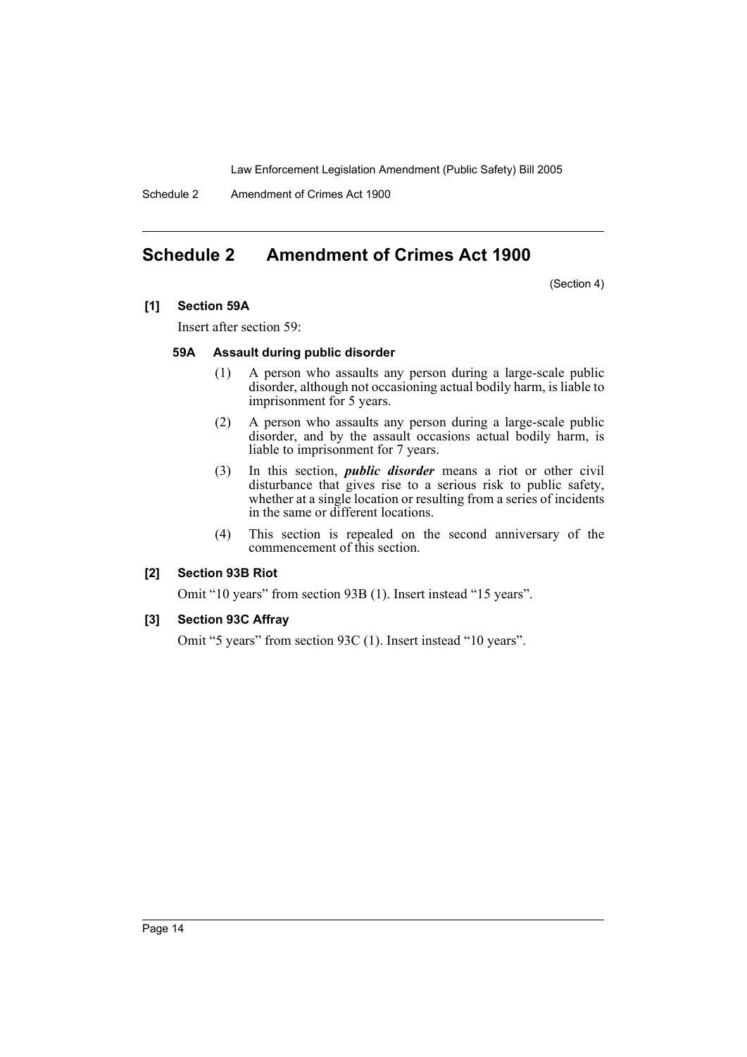## Schedule 2 Amendment of Crimes Act 1900

(Section 4)

**[1] Section 59A**

Insert after section 59:

**59A Assault during public disorder**

(1) A person who assaults any person during a large-scale public disorder, although not occasioning actual bodily harm, is liable to imprisonment for 5 years.

(2) A person who assaults any person during a large-scale public disorder, and by the assault occasions actual bodily harm, is liable to imprisonment for 7 years.

(3) In this section, ***public disorder*** means a riot or other civil disturbance that gives rise to a serious risk to public safety, whether at a single location or resulting from a series of incidents in the same or different locations.

(4) This section is repealed on the second anniversary of the commencement of this section.

**[2] Section 93B Riot**

Omit "10 years" from section 93B (1). Insert instead "15 years".

**[3] Section 93C Affray**

Omit "5 years" from section 93C (1). Insert instead "10 years".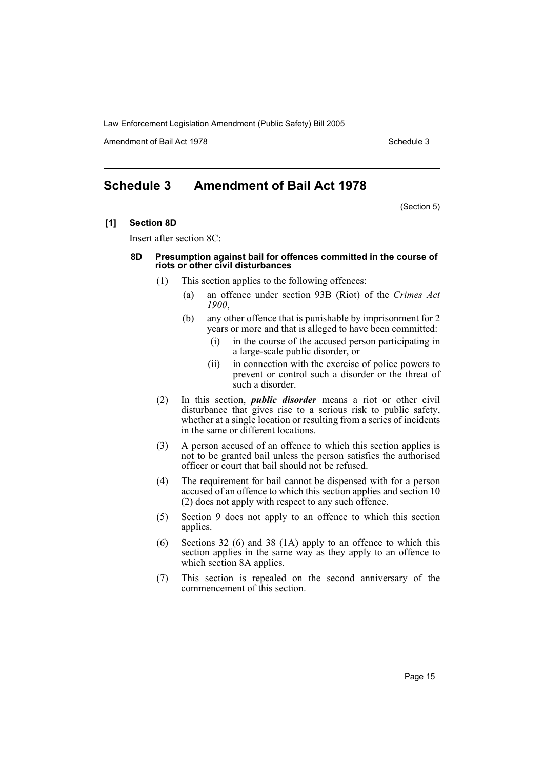## Schedule 3 Amendment of Bail Act 1978

(Section 5)

**[1] Section 8D**

Insert after section 8C:

**8D Presumption against bail for offences committed in the course of riots or other civil disturbances**

(1) This section applies to the following offences:

(a) an offence under section 93B (Riot) of the *Crimes Act 1900*,

(b) any other offence that is punishable by imprisonment for 2 years or more and that is alleged to have been committed:

(i) in the course of the accused person participating in a large-scale public disorder, or

(ii) in connection with the exercise of police powers to prevent or control such a disorder or the threat of such a disorder.

(2) In this section, ***public disorder*** means a riot or other civil disturbance that gives rise to a serious risk to public safety, whether at a single location or resulting from a series of incidents in the same or different locations.

(3) A person accused of an offence to which this section applies is not to be granted bail unless the person satisfies the authorised officer or court that bail should not be refused.

(4) The requirement for bail cannot be dispensed with for a person accused of an offence to which this section applies and section 10 (2) does not apply with respect to any such offence.

(5) Section 9 does not apply to an offence to which this section applies.

(6) Sections 32 (6) and 38 (1A) apply to an offence to which this section applies in the same way as they apply to an offence to which section 8A applies.

(7) This section is repealed on the second anniversary of the commencement of this section.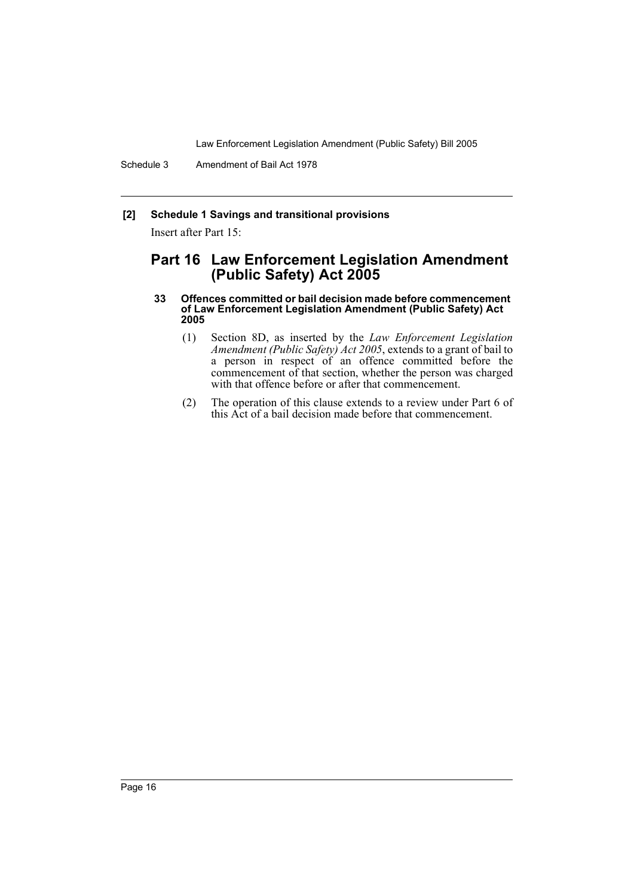**[2] Schedule 1 Savings and transitional provisions**

Insert after Part 15:

## Part 16 Law Enforcement Legislation Amendment (Public Safety) Act 2005

#### 33 Offences committed or bail decision made before commencement of Law Enforcement Legislation Amendment (Public Safety) Act 2005

(1) Section 8D, as inserted by the *Law Enforcement Legislation Amendment (Public Safety) Act 2005*, extends to a grant of bail to a person in respect of an offence committed before the commencement of that section, whether the person was charged with that offence before or after that commencement.

(2) The operation of this clause extends to a review under Part 6 of this Act of a bail decision made before that commencement.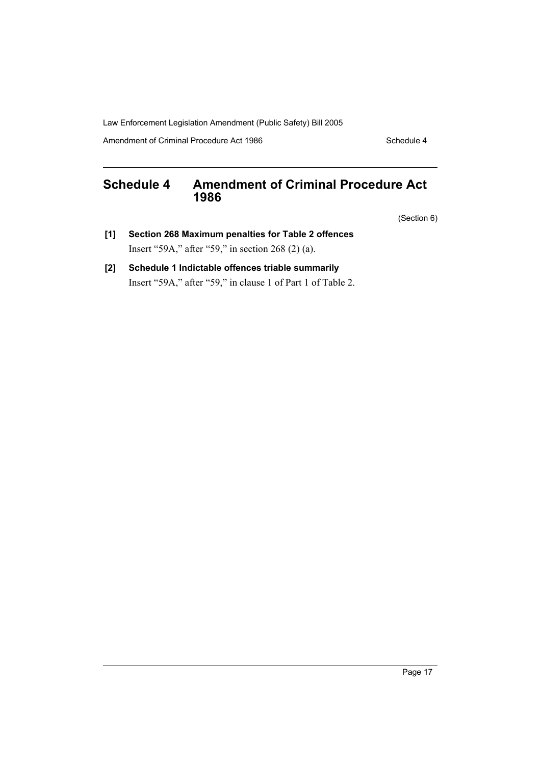## Schedule 4 Amendment of Criminal Procedure Act 1986

(Section 6)

**[1] Section 268 Maximum penalties for Table 2 offences**

Insert "59A," after "59," in section 268 (2) (a).

**[2] Schedule 1 Indictable offences triable summarily**

Insert "59A," after "59," in clause 1 of Part 1 of Table 2.